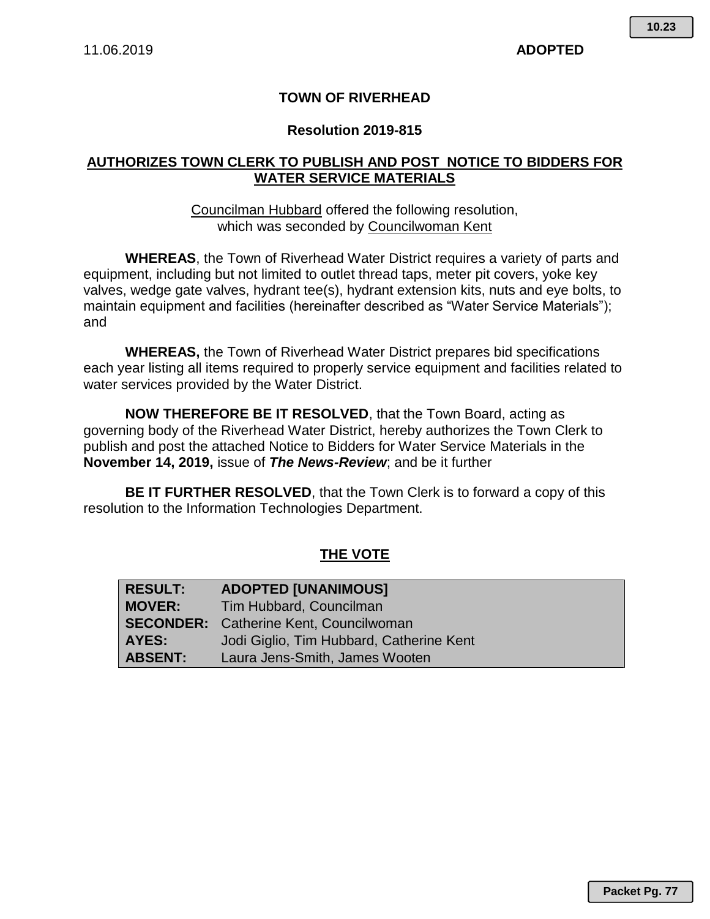11.06.2019 **ADOPTED**

**TOWN OF RIVERHEAD**

**Resolution 2019-815**

## AUTHORIZES TOWN CLERK TO PUBLISH AND POST NOTICE TO BIDDERS FOR WATER SERVICE MATERIALS

Councilman Hubbard offered the following resolution, which was seconded by Councilwoman Kent

**WHEREAS**, the Town of Riverhead Water District requires a variety of parts and equipment, including but not limited to outlet thread taps, meter pit covers, yoke key valves, wedge gate valves, hydrant tee(s), hydrant extension kits, nuts and eye bolts, to maintain equipment and facilities (hereinafter described as "Water Service Materials"); and

**WHEREAS,** the Town of Riverhead Water District prepares bid specifications each year listing all items required to properly service equipment and facilities related to water services provided by the Water District.

**NOW THEREFORE BE IT RESOLVED**, that the Town Board, acting as governing body of the Riverhead Water District, hereby authorizes the Town Clerk to publish and post the attached Notice to Bidders for Water Service Materials in the **November 14, 2019,** issue of ***The News-Review***; and be it further

**BE IT FURTHER RESOLVED**, that the Town Clerk is to forward a copy of this resolution to the Information Technologies Department.

## THE VOTE

| | |
|---|---|
| **RESULT:** | **ADOPTED [UNANIMOUS]** |
| **MOVER:** | Tim Hubbard, Councilman |
| **SECONDER:** | Catherine Kent, Councilwoman |
| **AYES:** | Jodi Giglio, Tim Hubbard, Catherine Kent |
| **ABSENT:** | Laura Jens-Smith, James Wooten |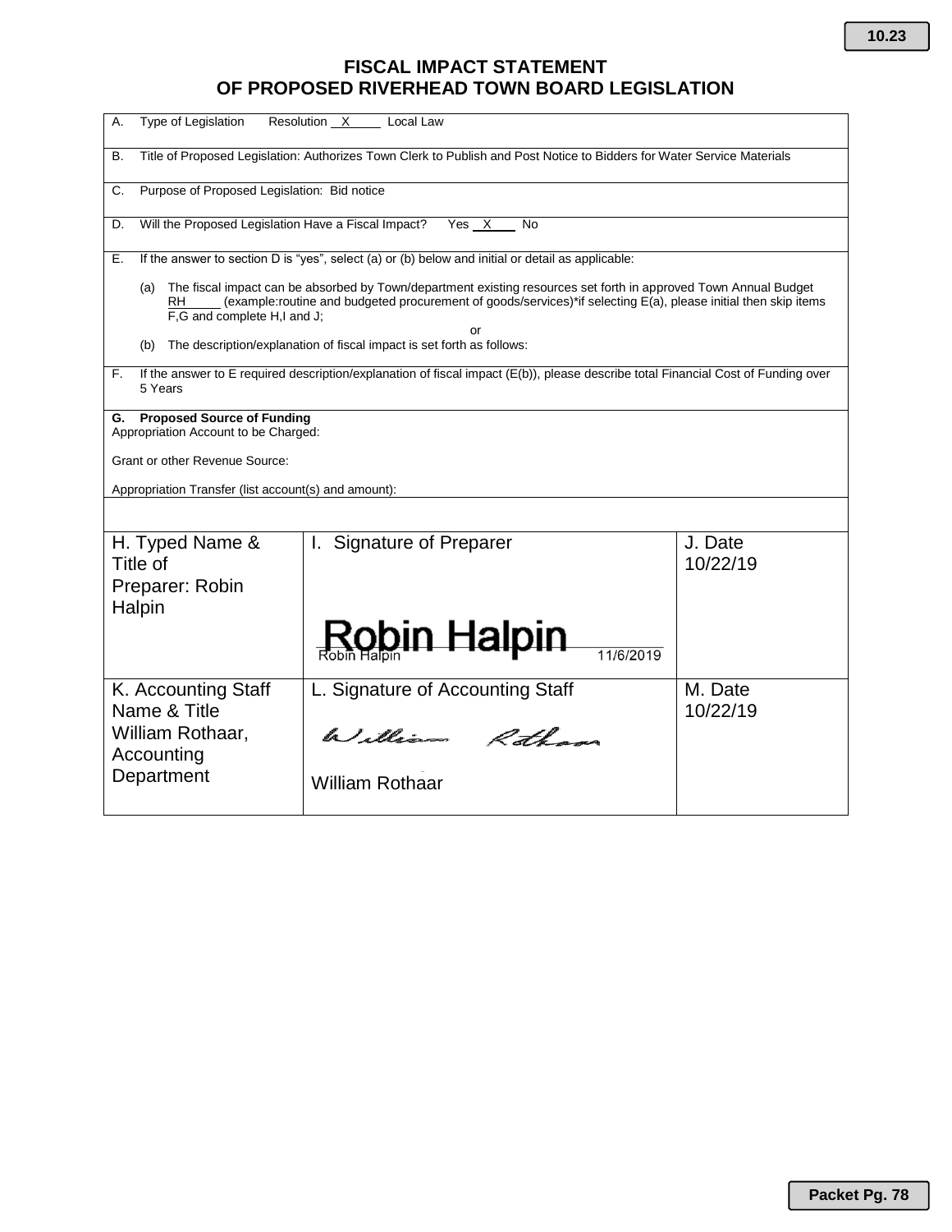# FISCAL IMPACT STATEMENT
# OF PROPOSED RIVERHEAD TOWN BOARD LEGISLATION

A. Type of Legislation Resolution X Local Law

B. Title of Proposed Legislation: Authorizes Town Clerk to Publish and Post Notice to Bidders for Water Service Materials

C. Purpose of Proposed Legislation: Bid notice

D. Will the Proposed Legislation Have a Fiscal Impact? Yes X No

E. If the answer to section D is "yes", select (a) or (b) below and initial or detail as applicable:

(a) The fiscal impact can be absorbed by Town/department existing resources set forth in approved Town Annual Budget RH (example:routine and budgeted procurement of goods/services)*if selecting E(a), please initial then skip items F,G and complete H,I and J;

or

(b) The description/explanation of fiscal impact is set forth as follows:

F. If the answer to E required description/explanation of fiscal impact (E(b)), please describe total Financial Cost of Funding over 5 Years

**G. Proposed Source of Funding**

Appropriation Account to be Charged:

Grant or other Revenue Source:

Appropriation Transfer (list account(s) and amount):

| H. Typed Name & Title of Preparer: Robin Halpin | I. Signature of Preparer<br>Robin Halpin<br>Robin Halpin 11/6/2019 | J. Date<br>10/22/19 |
|---|---|---|
| K. Accounting Staff Name & Title<br>William Rothaar, Accounting Department | L. Signature of Accounting Staff<br>William Rothaar<br>William Rothaar | M. Date<br>10/22/19 |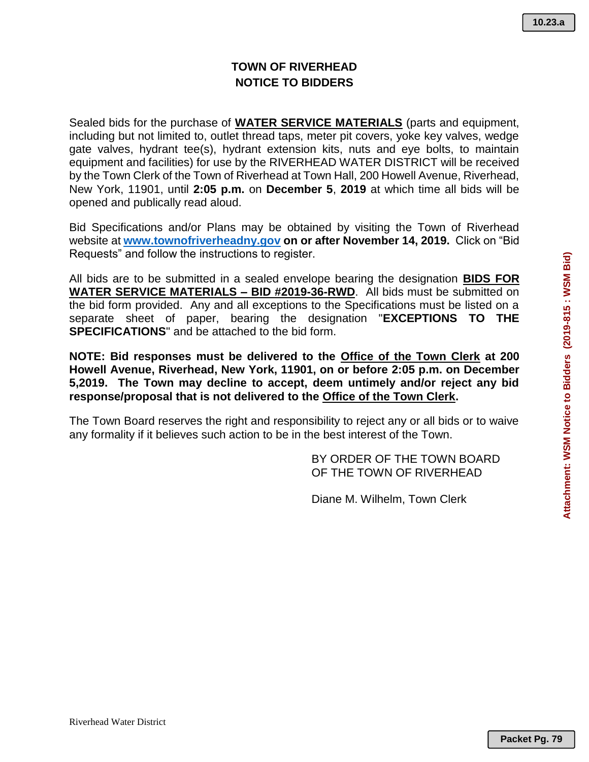# TOWN OF RIVERHEAD
## NOTICE TO BIDDERS

Sealed bids for the purchase of **WATER SERVICE MATERIALS** (parts and equipment, including but not limited to, outlet thread taps, meter pit covers, yoke key valves, wedge gate valves, hydrant tee(s), hydrant extension kits, nuts and eye bolts, to maintain equipment and facilities) for use by the RIVERHEAD WATER DISTRICT will be received by the Town Clerk of the Town of Riverhead at Town Hall, 200 Howell Avenue, Riverhead, New York, 11901, until **2:05 p.m.** on **December 5**, **2019** at which time all bids will be opened and publically read aloud.

Bid Specifications and/or Plans may be obtained by visiting the Town of Riverhead website at **www.townofriverheadny.gov** **on or after November 14, 2019.** Click on "Bid Requests" and follow the instructions to register.

All bids are to be submitted in a sealed envelope bearing the designation **BIDS FOR WATER SERVICE MATERIALS – BID #2019-36-RWD**. All bids must be submitted on the bid form provided. Any and all exceptions to the Specifications must be listed on a separate sheet of paper, bearing the designation "**EXCEPTIONS TO THE SPECIFICATIONS**" and be attached to the bid form.

**NOTE: Bid responses must be delivered to the Office of the Town Clerk at 200 Howell Avenue, Riverhead, New York, 11901, on or before 2:05 p.m. on December 5,2019. The Town may decline to accept, deem untimely and/or reject any bid response/proposal that is not delivered to the Office of the Town Clerk.**

The Town Board reserves the right and responsibility to reject any or all bids or to waive any formality if it believes such action to be in the best interest of the Town.

BY ORDER OF THE TOWN BOARD
OF THE TOWN OF RIVERHEAD

Diane M. Wilhelm, Town Clerk